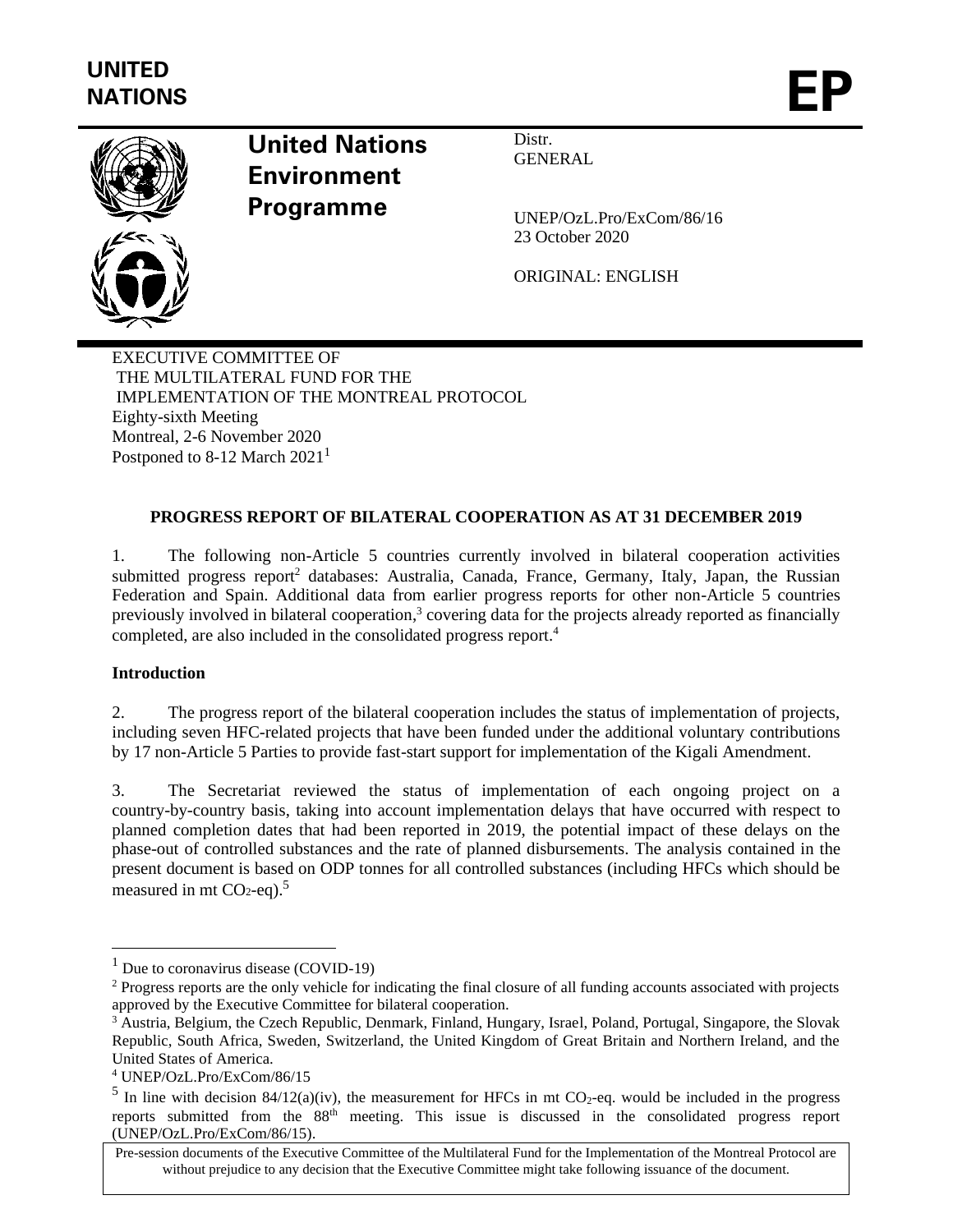UNITED NATIONS

EP

United Nations Environment Programme

Distr.
GENERAL

UNEP/OzL.Pro/ExCom/86/16
23 October 2020

ORIGINAL: ENGLISH

EXECUTIVE COMMITTEE OF
THE MULTILATERAL FUND FOR THE
IMPLEMENTATION OF THE MONTREAL PROTOCOL
Eighty-sixth Meeting
Montreal, 2-6 November 2020
Postponed to 8-12 March 2021[1]

**PROGRESS REPORT OF BILATERAL COOPERATION AS AT 31 DECEMBER 2019**

1. The following non-Article 5 countries currently involved in bilateral cooperation activities submitted progress report[2] databases: Australia, Canada, France, Germany, Italy, Japan, the Russian Federation and Spain. Additional data from earlier progress reports for other non-Article 5 countries previously involved in bilateral cooperation,[3] covering data for the projects already reported as financially completed, are also included in the consolidated progress report.[4]

**Introduction**

2. The progress report of the bilateral cooperation includes the status of implementation of projects, including seven HFC-related projects that have been funded under the additional voluntary contributions by 17 non-Article 5 Parties to provide fast-start support for implementation of the Kigali Amendment.

3. The Secretariat reviewed the status of implementation of each ongoing project on a country-by-country basis, taking into account implementation delays that have occurred with respect to planned completion dates that had been reported in 2019, the potential impact of these delays on the phase-out of controlled substances and the rate of planned disbursements. The analysis contained in the present document is based on ODP tonnes for all controlled substances (including HFCs which should be measured in mt $CO_2$-eq).[5]

---

[1] Due to coronavirus disease (COVID-19)

[2] Progress reports are the only vehicle for indicating the final closure of all funding accounts associated with projects approved by the Executive Committee for bilateral cooperation.

[3] Austria, Belgium, the Czech Republic, Denmark, Finland, Hungary, Israel, Poland, Portugal, Singapore, the Slovak Republic, South Africa, Sweden, Switzerland, the United Kingdom of Great Britain and Northern Ireland, and the United States of America.

[4] UNEP/OzL.Pro/ExCom/86/15

[5] In line with decision 84/12(a)(iv), the measurement for HFCs in mt $CO_2$-eq. would be included in the progress reports submitted from the 88th meeting. This issue is discussed in the consolidated progress report (UNEP/OzL.Pro/ExCom/86/15).

Pre-session documents of the Executive Committee of the Multilateral Fund for the Implementation of the Montreal Protocol are without prejudice to any decision that the Executive Committee might take following issuance of the document.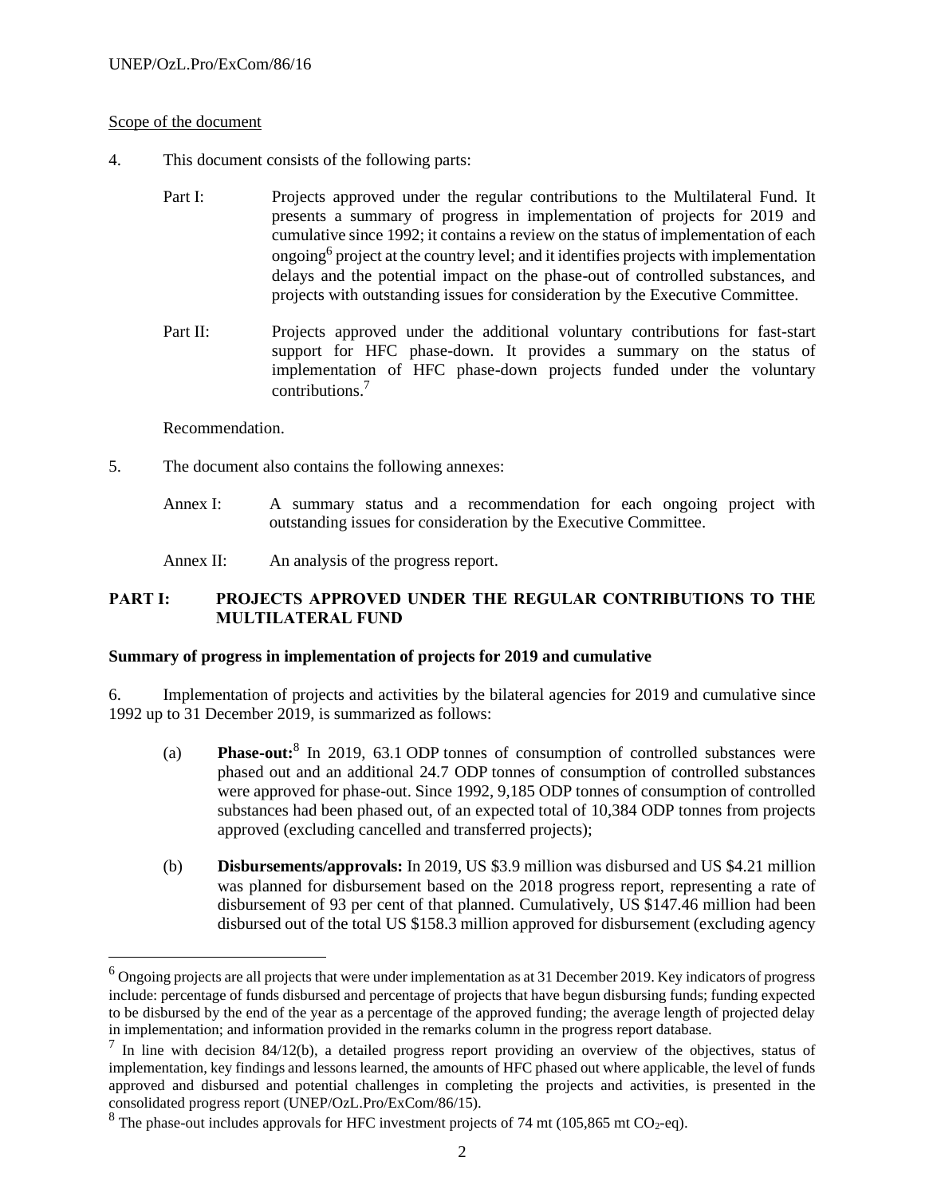Scope of the document

4. This document consists of the following parts:

Part I: Projects approved under the regular contributions to the Multilateral Fund. It presents a summary of progress in implementation of projects for 2019 and cumulative since 1992; it contains a review on the status of implementation of each ongoing[6] project at the country level; and it identifies projects with implementation delays and the potential impact on the phase-out of controlled substances, and projects with outstanding issues for consideration by the Executive Committee.

Part II: Projects approved under the additional voluntary contributions for fast-start support for HFC phase-down. It provides a summary on the status of implementation of HFC phase-down projects funded under the voluntary contributions.[7]

Recommendation.

5. The document also contains the following annexes:

Annex I: A summary status and a recommendation for each ongoing project with outstanding issues for consideration by the Executive Committee.

Annex II: An analysis of the progress report.

## PART I: PROJECTS APPROVED UNDER THE REGULAR CONTRIBUTIONS TO THE MULTILATERAL FUND

### Summary of progress in implementation of projects for 2019 and cumulative

6. Implementation of projects and activities by the bilateral agencies for 2019 and cumulative since 1992 up to 31 December 2019, is summarized as follows:

(a) **Phase-out:**[8] In 2019, 63.1 ODP tonnes of consumption of controlled substances were phased out and an additional 24.7 ODP tonnes of consumption of controlled substances were approved for phase-out. Since 1992, 9,185 ODP tonnes of consumption of controlled substances had been phased out, of an expected total of 10,384 ODP tonnes from projects approved (excluding cancelled and transferred projects);

(b) **Disbursements/approvals:** In 2019, US $3.9 million was disbursed and US $4.21 million was planned for disbursement based on the 2018 progress report, representing a rate of disbursement of 93 per cent of that planned. Cumulatively, US $147.46 million had been disbursed out of the total US $158.3 million approved for disbursement (excluding agency

---

[6] Ongoing projects are all projects that were under implementation as at 31 December 2019. Key indicators of progress include: percentage of funds disbursed and percentage of projects that have begun disbursing funds; funding expected to be disbursed by the end of the year as a percentage of the approved funding; the average length of projected delay in implementation; and information provided in the remarks column in the progress report database.

[7] In line with decision 84/12(b), a detailed progress report providing an overview of the objectives, status of implementation, key findings and lessons learned, the amounts of HFC phased out where applicable, the level of funds approved and disbursed and potential challenges in completing the projects and activities, is presented in the consolidated progress report (UNEP/OzL.Pro/ExCom/86/15).

[8] The phase-out includes approvals for HFC investment projects of 74 mt (105,865 mt $CO_2$-eq).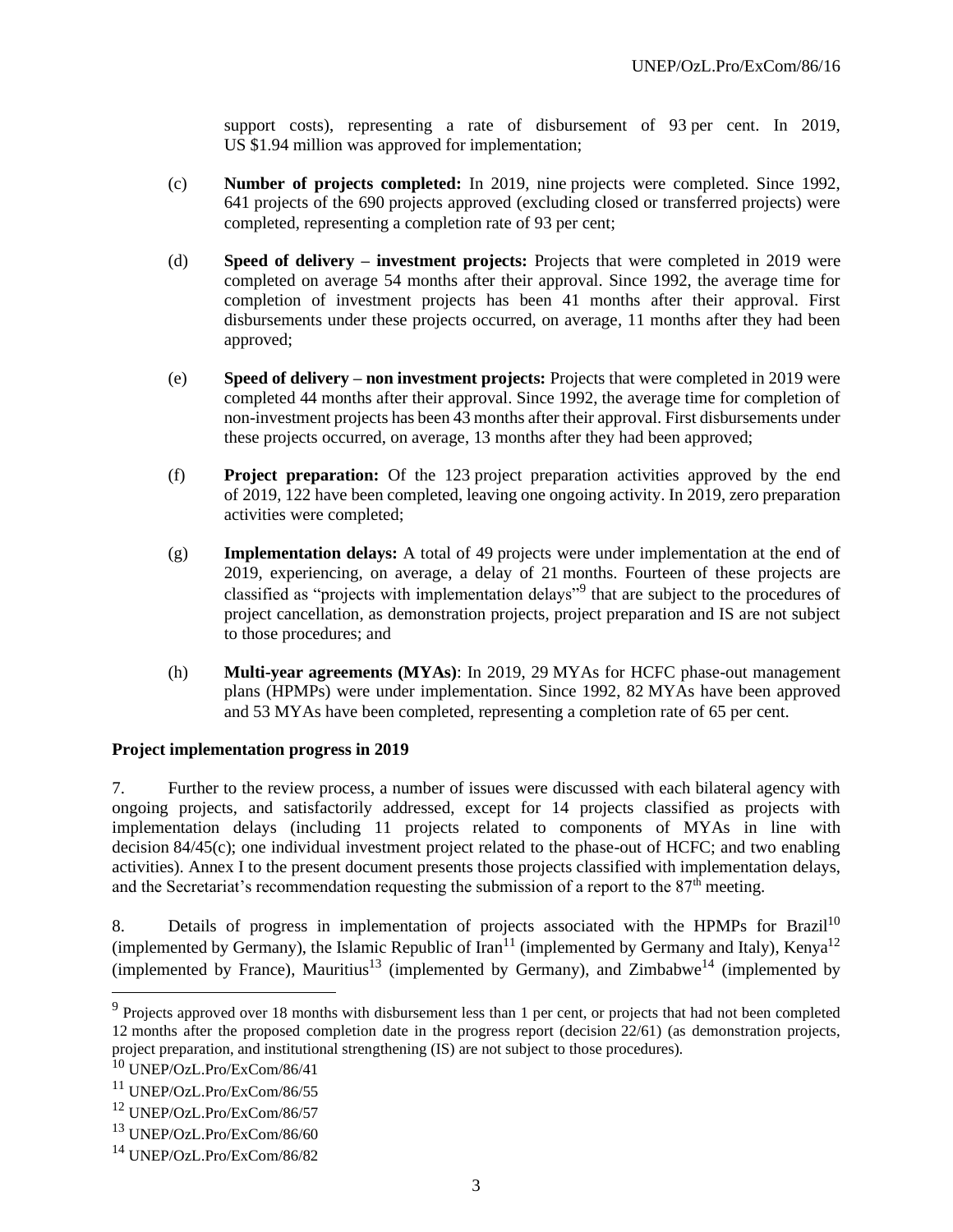support costs), representing a rate of disbursement of 93 per cent. In 2019, US $1.94 million was approved for implementation;

(c) **Number of projects completed:** In 2019, nine projects were completed. Since 1992, 641 projects of the 690 projects approved (excluding closed or transferred projects) were completed, representing a completion rate of 93 per cent;

(d) **Speed of delivery – investment projects:** Projects that were completed in 2019 were completed on average 54 months after their approval. Since 1992, the average time for completion of investment projects has been 41 months after their approval. First disbursements under these projects occurred, on average, 11 months after they had been approved;

(e) **Speed of delivery – non investment projects:** Projects that were completed in 2019 were completed 44 months after their approval. Since 1992, the average time for completion of non-investment projects has been 43 months after their approval. First disbursements under these projects occurred, on average, 13 months after they had been approved;

(f) **Project preparation:** Of the 123 project preparation activities approved by the end of 2019, 122 have been completed, leaving one ongoing activity. In 2019, zero preparation activities were completed;

(g) **Implementation delays:** A total of 49 projects were under implementation at the end of 2019, experiencing, on average, a delay of 21 months. Fourteen of these projects are classified as "projects with implementation delays"[9] that are subject to the procedures of project cancellation, as demonstration projects, project preparation and IS are not subject to those procedures; and

(h) **Multi-year agreements (MYAs)**: In 2019, 29 MYAs for HCFC phase-out management plans (HPMPs) were under implementation. Since 1992, 82 MYAs have been approved and 53 MYAs have been completed, representing a completion rate of 65 per cent.

**Project implementation progress in 2019**

7. Further to the review process, a number of issues were discussed with each bilateral agency with ongoing projects, and satisfactorily addressed, except for 14 projects classified as projects with implementation delays (including 11 projects related to components of MYAs in line with decision 84/45(c); one individual investment project related to the phase-out of HCFC; and two enabling activities). Annex I to the present document presents those projects classified with implementation delays, and the Secretariat's recommendation requesting the submission of a report to the 87th meeting.

8. Details of progress in implementation of projects associated with the HPMPs for Brazil[10] (implemented by Germany), the Islamic Republic of Iran[11] (implemented by Germany and Italy), Kenya[12] (implemented by France), Mauritius[13] (implemented by Germany), and Zimbabwe[14] (implemented by

---

[9] Projects approved over 18 months with disbursement less than 1 per cent, or projects that had not been completed 12 months after the proposed completion date in the progress report (decision 22/61) (as demonstration projects, project preparation, and institutional strengthening (IS) are not subject to those procedures).

[10] UNEP/OzL.Pro/ExCom/86/41

[11] UNEP/OzL.Pro/ExCom/86/55

[12] UNEP/OzL.Pro/ExCom/86/57

[13] UNEP/OzL.Pro/ExCom/86/60

[14] UNEP/OzL.Pro/ExCom/86/82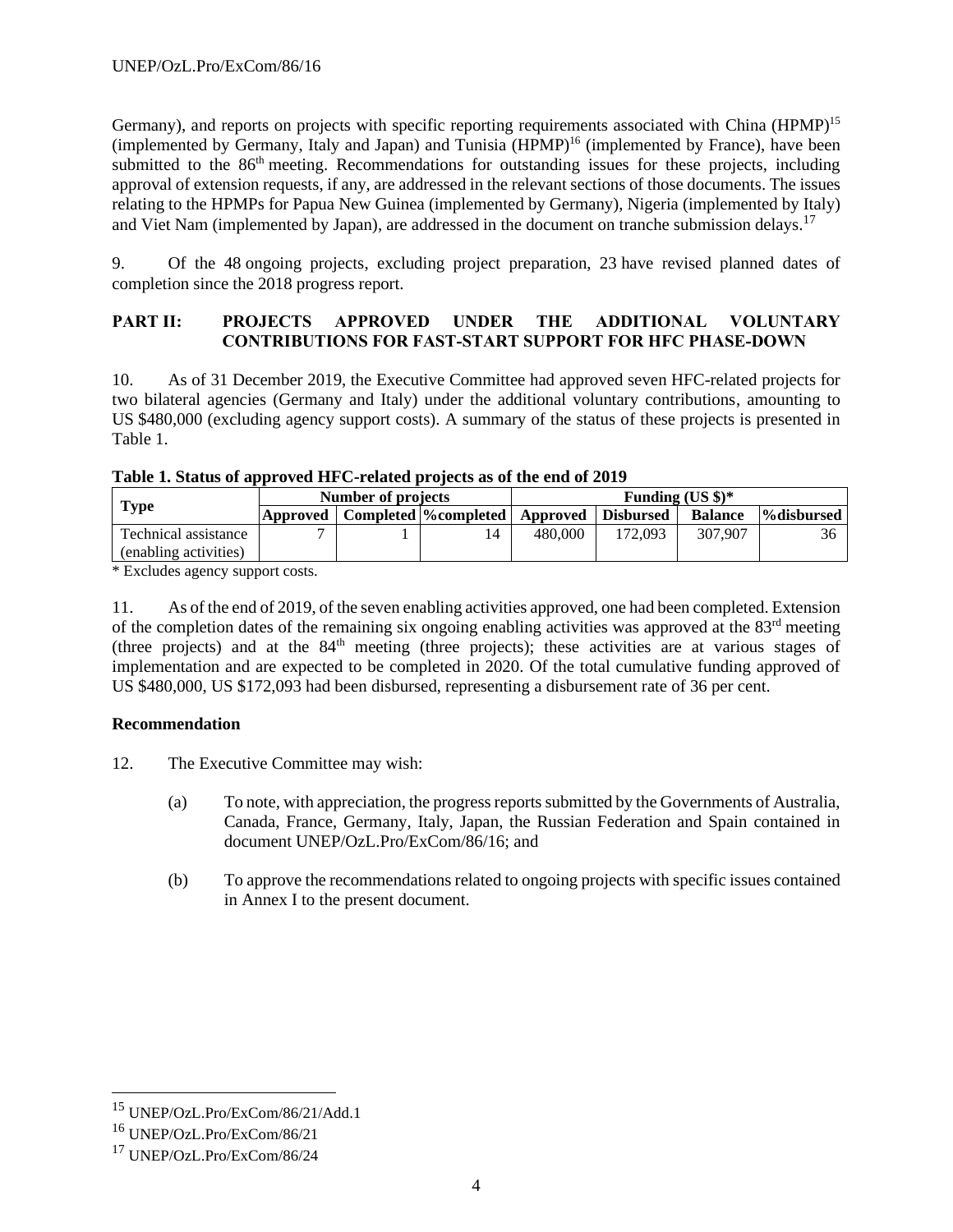Germany), and reports on projects with specific reporting requirements associated with China (HPMP)[15] (implemented by Germany, Italy and Japan) and Tunisia (HPMP)[16] (implemented by France), have been submitted to the 86th meeting. Recommendations for outstanding issues for these projects, including approval of extension requests, if any, are addressed in the relevant sections of those documents. The issues relating to the HPMPs for Papua New Guinea (implemented by Germany), Nigeria (implemented by Italy) and Viet Nam (implemented by Japan), are addressed in the document on tranche submission delays.[17]

9. Of the 48 ongoing projects, excluding project preparation, 23 have revised planned dates of completion since the 2018 progress report.

## PART II: PROJECTS APPROVED UNDER THE ADDITIONAL VOLUNTARY CONTRIBUTIONS FOR FAST-START SUPPORT FOR HFC PHASE-DOWN

10. As of 31 December 2019, the Executive Committee had approved seven HFC-related projects for two bilateral agencies (Germany and Italy) under the additional voluntary contributions, amounting to US $480,000 (excluding agency support costs). A summary of the status of these projects is presented in Table 1.

**Table 1. Status of approved HFC-related projects as of the end of 2019**

| Type | Number of projects | | | Funding (US $)* | | | |
|---|---|---|---|---|---|---|---|
| | Approved | Completed | %completed | Approved | Disbursed | Balance | %disbursed |
| Technical assistance (enabling activities) | 7 | 1 | 14 | 480,000 | 172,093 | 307,907 | 36 |

\* Excludes agency support costs.

11. As of the end of 2019, of the seven enabling activities approved, one had been completed. Extension of the completion dates of the remaining six ongoing enabling activities was approved at the 83rd meeting (three projects) and at the 84th meeting (three projects); these activities are at various stages of implementation and are expected to be completed in 2020. Of the total cumulative funding approved of US $480,000, US $172,093 had been disbursed, representing a disbursement rate of 36 per cent.

### Recommendation

12. The Executive Committee may wish:

(a) To note, with appreciation, the progress reports submitted by the Governments of Australia, Canada, France, Germany, Italy, Japan, the Russian Federation and Spain contained in document UNEP/OzL.Pro/ExCom/86/16; and

(b) To approve the recommendations related to ongoing projects with specific issues contained in Annex I to the present document.

---

[15] UNEP/OzL.Pro/ExCom/86/21/Add.1

[16] UNEP/OzL.Pro/ExCom/86/21

[17] UNEP/OzL.Pro/ExCom/86/24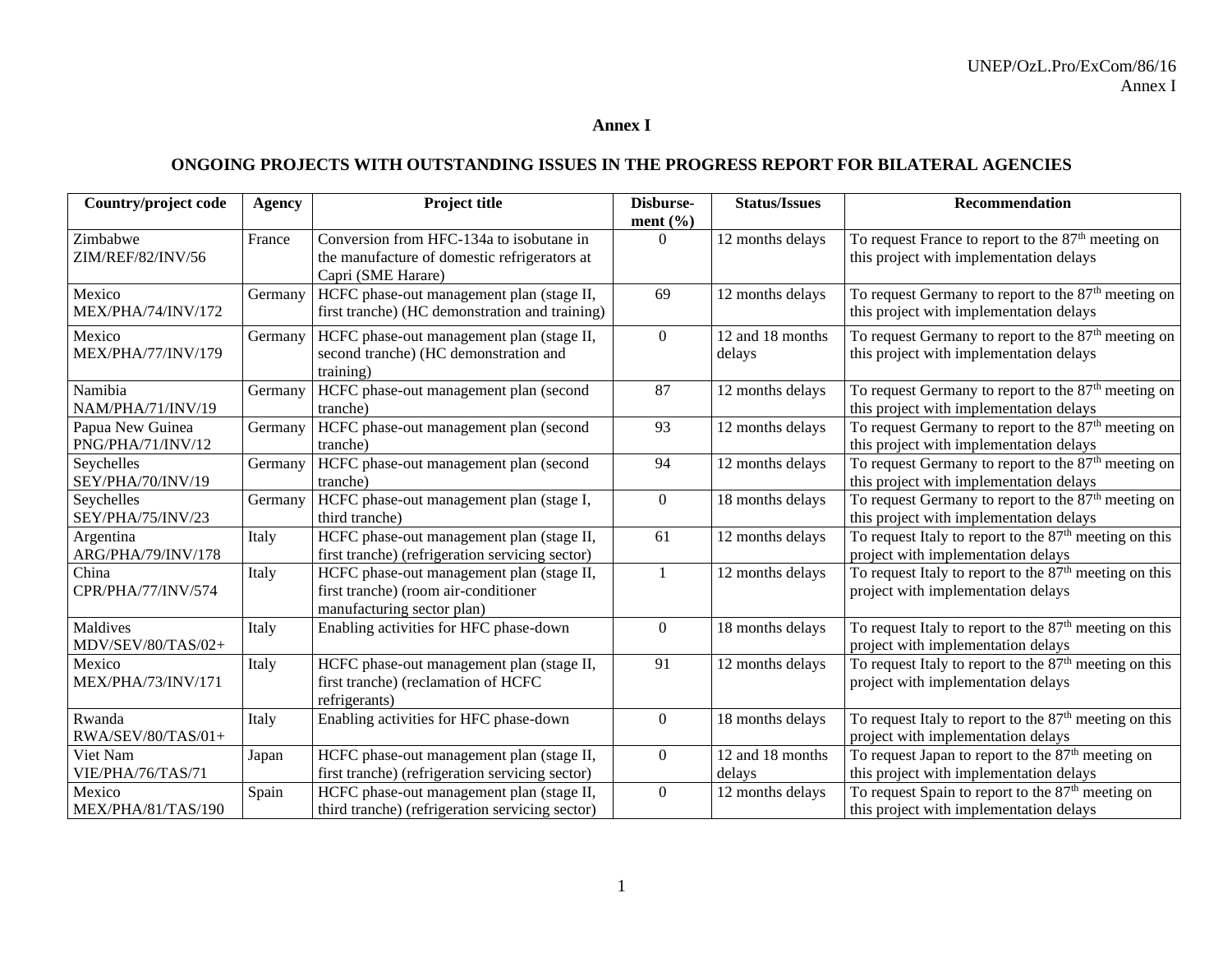# Annex I

## ONGOING PROJECTS WITH OUTSTANDING ISSUES IN THE PROGRESS REPORT FOR BILATERAL AGENCIES

| Country/project code | Agency | Project title | Disbursement (%) | Status/Issues | Recommendation |
|---|---|---|---|---|---|
| Zimbabwe ZIM/REF/82/INV/56 | France | Conversion from HFC-134a to isobutane in the manufacture of domestic refrigerators at Capri (SME Harare) | 0 | 12 months delays | To request France to report to the 87th meeting on this project with implementation delays |
| Mexico MEX/PHA/74/INV/172 | Germany | HCFC phase-out management plan (stage II, first tranche) (HC demonstration and training) | 69 | 12 months delays | To request Germany to report to the 87th meeting on this project with implementation delays |
| Mexico MEX/PHA/77/INV/179 | Germany | HCFC phase-out management plan (stage II, second tranche) (HC demonstration and training) | 0 | 12 and 18 months delays | To request Germany to report to the 87th meeting on this project with implementation delays |
| Namibia NAM/PHA/71/INV/19 | Germany | HCFC phase-out management plan (second tranche) | 87 | 12 months delays | To request Germany to report to the 87th meeting on this project with implementation delays |
| Papua New Guinea PNG/PHA/71/INV/12 | Germany | HCFC phase-out management plan (second tranche) | 93 | 12 months delays | To request Germany to report to the 87th meeting on this project with implementation delays |
| Seychelles SEY/PHA/70/INV/19 | Germany | HCFC phase-out management plan (second tranche) | 94 | 12 months delays | To request Germany to report to the 87th meeting on this project with implementation delays |
| Seychelles SEY/PHA/75/INV/23 | Germany | HCFC phase-out management plan (stage I, third tranche) | 0 | 18 months delays | To request Germany to report to the 87th meeting on this project with implementation delays |
| Argentina ARG/PHA/79/INV/178 | Italy | HCFC phase-out management plan (stage II, first tranche) (refrigeration servicing sector) | 61 | 12 months delays | To request Italy to report to the 87th meeting on this project with implementation delays |
| China CPR/PHA/77/INV/574 | Italy | HCFC phase-out management plan (stage II, first tranche) (room air-conditioner manufacturing sector plan) | 1 | 12 months delays | To request Italy to report to the 87th meeting on this project with implementation delays |
| Maldives MDV/SEV/80/TAS/02+ | Italy | Enabling activities for HFC phase-down | 0 | 18 months delays | To request Italy to report to the 87th meeting on this project with implementation delays |
| Mexico MEX/PHA/73/INV/171 | Italy | HCFC phase-out management plan (stage II, first tranche) (reclamation of HCFC refrigerants) | 91 | 12 months delays | To request Italy to report to the 87th meeting on this project with implementation delays |
| Rwanda RWA/SEV/80/TAS/01+ | Italy | Enabling activities for HFC phase-down | 0 | 18 months delays | To request Italy to report to the 87th meeting on this project with implementation delays |
| Viet Nam VIE/PHA/76/TAS/71 | Japan | HCFC phase-out management plan (stage II, first tranche) (refrigeration servicing sector) | 0 | 12 and 18 months delays | To request Japan to report to the 87th meeting on this project with implementation delays |
| Mexico MEX/PHA/81/TAS/190 | Spain | HCFC phase-out management plan (stage II, third tranche) (refrigeration servicing sector) | 0 | 12 months delays | To request Spain to report to the 87th meeting on this project with implementation delays |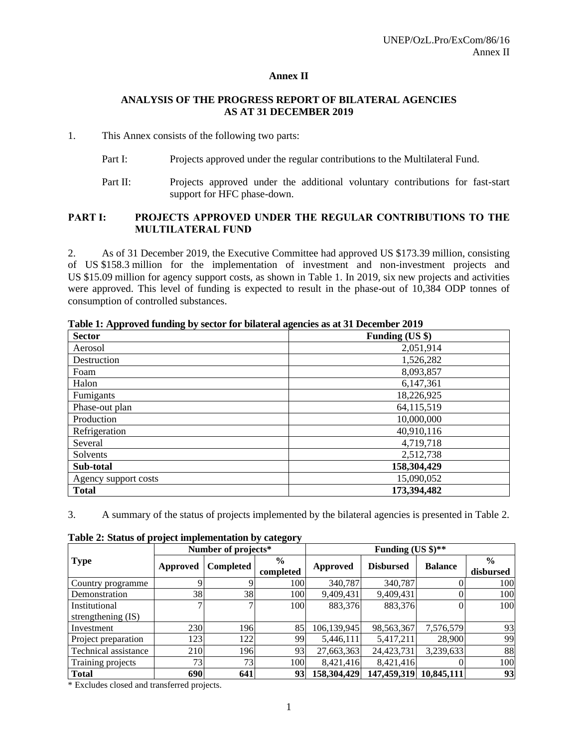**Annex II**

**ANALYSIS OF THE PROGRESS REPORT OF BILATERAL AGENCIES AS AT 31 DECEMBER 2019**

1. This Annex consists of the following two parts:

   Part I: Projects approved under the regular contributions to the Multilateral Fund.

   Part II: Projects approved under the additional voluntary contributions for fast-start support for HFC phase-down.

## PART I: PROJECTS APPROVED UNDER THE REGULAR CONTRIBUTIONS TO THE MULTILATERAL FUND

2. As of 31 December 2019, the Executive Committee had approved US $173.39 million, consisting of US $158.3 million for the implementation of investment and non-investment projects and US $15.09 million for agency support costs, as shown in Table 1. In 2019, six new projects and activities were approved. This level of funding is expected to result in the phase-out of 10,384 ODP tonnes of consumption of controlled substances.

**Table 1: Approved funding by sector for bilateral agencies as at 31 December 2019**

| Sector | Funding (US $) |
|---|---|
| Aerosol | 2,051,914 |
| Destruction | 1,526,282 |
| Foam | 8,093,857 |
| Halon | 6,147,361 |
| Fumigants | 18,226,925 |
| Phase-out plan | 64,115,519 |
| Production | 10,000,000 |
| Refrigeration | 40,910,116 |
| Several | 4,719,718 |
| Solvents | 2,512,738 |
| **Sub-total** | **158,304,429** |
| Agency support costs | 15,090,052 |
| **Total** | **173,394,482** |

3. A summary of the status of projects implemented by the bilateral agencies is presented in Table 2.

**Table 2: Status of project implementation by category**

| Type | Number of projects* | | | Funding (US $)** | | | |
|---|---|---|---|---|---|---|---|
| | Approved | Completed | % completed | Approved | Disbursed | Balance | % disbursed |
| Country programme | 9 | 9 | 100 | 340,787 | 340,787 | 0 | 100 |
| Demonstration | 38 | 38 | 100 | 9,409,431 | 9,409,431 | 0 | 100 |
| Institutional strengthening (IS) | 7 | 7 | 100 | 883,376 | 883,376 | 0 | 100 |
| Investment | 230 | 196 | 85 | 106,139,945 | 98,563,367 | 7,576,579 | 93 |
| Project preparation | 123 | 122 | 99 | 5,446,111 | 5,417,211 | 28,900 | 99 |
| Technical assistance | 210 | 196 | 93 | 27,663,363 | 24,423,731 | 3,239,633 | 88 |
| Training projects | 73 | 73 | 100 | 8,421,416 | 8,421,416 | 0 | 100 |
| **Total** | **690** | **641** | **93** | **158,304,429** | **147,459,319** | **10,845,111** | **93** |

* Excludes closed and transferred projects.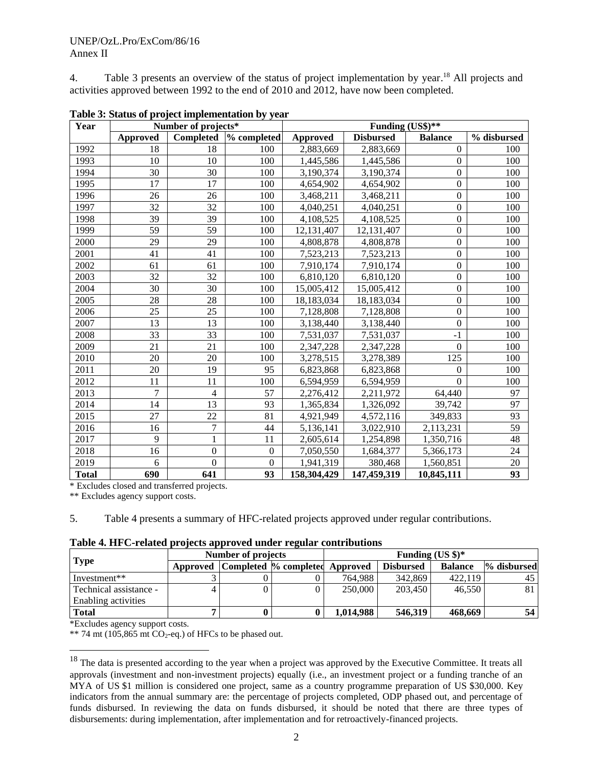4. Table 3 presents an overview of the status of project implementation by year.[18] All projects and activities approved between 1992 to the end of 2010 and 2012, have now been completed.

**Table 3: Status of project implementation by year**

| Year | Number of projects* | | | Funding (US$)** | | | |
|---|---|---|---|---|---|---|---|
| | Approved | Completed | % completed | Approved | Disbursed | Balance | % disbursed |
| 1992 | 18 | 18 | 100 | 2,883,669 | 2,883,669 | 0 | 100 |
| 1993 | 10 | 10 | 100 | 1,445,586 | 1,445,586 | 0 | 100 |
| 1994 | 30 | 30 | 100 | 3,190,374 | 3,190,374 | 0 | 100 |
| 1995 | 17 | 17 | 100 | 4,654,902 | 4,654,902 | 0 | 100 |
| 1996 | 26 | 26 | 100 | 3,468,211 | 3,468,211 | 0 | 100 |
| 1997 | 32 | 32 | 100 | 4,040,251 | 4,040,251 | 0 | 100 |
| 1998 | 39 | 39 | 100 | 4,108,525 | 4,108,525 | 0 | 100 |
| 1999 | 59 | 59 | 100 | 12,131,407 | 12,131,407 | 0 | 100 |
| 2000 | 29 | 29 | 100 | 4,808,878 | 4,808,878 | 0 | 100 |
| 2001 | 41 | 41 | 100 | 7,523,213 | 7,523,213 | 0 | 100 |
| 2002 | 61 | 61 | 100 | 7,910,174 | 7,910,174 | 0 | 100 |
| 2003 | 32 | 32 | 100 | 6,810,120 | 6,810,120 | 0 | 100 |
| 2004 | 30 | 30 | 100 | 15,005,412 | 15,005,412 | 0 | 100 |
| 2005 | 28 | 28 | 100 | 18,183,034 | 18,183,034 | 0 | 100 |
| 2006 | 25 | 25 | 100 | 7,128,808 | 7,128,808 | 0 | 100 |
| 2007 | 13 | 13 | 100 | 3,138,440 | 3,138,440 | 0 | 100 |
| 2008 | 33 | 33 | 100 | 7,531,037 | 7,531,037 | -1 | 100 |
| 2009 | 21 | 21 | 100 | 2,347,228 | 2,347,228 | 0 | 100 |
| 2010 | 20 | 20 | 100 | 3,278,515 | 3,278,389 | 125 | 100 |
| 2011 | 20 | 19 | 95 | 6,823,868 | 6,823,868 | 0 | 100 |
| 2012 | 11 | 11 | 100 | 6,594,959 | 6,594,959 | 0 | 100 |
| 2013 | 7 | 4 | 57 | 2,276,412 | 2,211,972 | 64,440 | 97 |
| 2014 | 14 | 13 | 93 | 1,365,834 | 1,326,092 | 39,742 | 97 |
| 2015 | 27 | 22 | 81 | 4,921,949 | 4,572,116 | 349,833 | 93 |
| 2016 | 16 | 7 | 44 | 5,136,141 | 3,022,910 | 2,113,231 | 59 |
| 2017 | 9 | 1 | 11 | 2,605,614 | 1,254,898 | 1,350,716 | 48 |
| 2018 | 16 | 0 | 0 | 7,050,550 | 1,684,377 | 5,366,173 | 24 |
| 2019 | 6 | 0 | 0 | 1,941,319 | 380,468 | 1,560,851 | 20 |
| **Total** | **690** | **641** | **93** | **158,304,429** | **147,459,319** | **10,845,111** | **93** |

\* Excludes closed and transferred projects.
** Excludes agency support costs.

5. Table 4 presents a summary of HFC-related projects approved under regular contributions.

**Table 4. HFC-related projects approved under regular contributions**

| Type | Number of projects | | | Funding (US $)* | | | |
|---|---|---|---|---|---|---|---|
| | Approved | Completed | % completed | Approved | Disbursed | Balance | % disbursed |
| Investment** | 3 | 0 | 0 | 764,988 | 342,869 | 422,119 | 45 |
| Technical assistance - Enabling activities | 4 | 0 | 0 | 250,000 | 203,450 | 46,550 | 81 |
| **Total** | **7** | **0** | **0** | **1,014,988** | **546,319** | **468,669** | **54** |

*Excludes agency support costs.
** 74 mt (105,865 mt $CO_2$-eq.) of HFCs to be phased out.

[18] The data is presented according to the year when a project was approved by the Executive Committee. It treats all approvals (investment and non-investment projects) equally (i.e., an investment project or a funding tranche of an MYA of US $1 million is considered one project, same as a country programme preparation of US $30,000. Key indicators from the annual summary are: the percentage of projects completed, ODP phased out, and percentage of funds disbursed. In reviewing the data on funds disbursed, it should be noted that there are three types of disbursements: during implementation, after implementation and for retroactively-financed projects.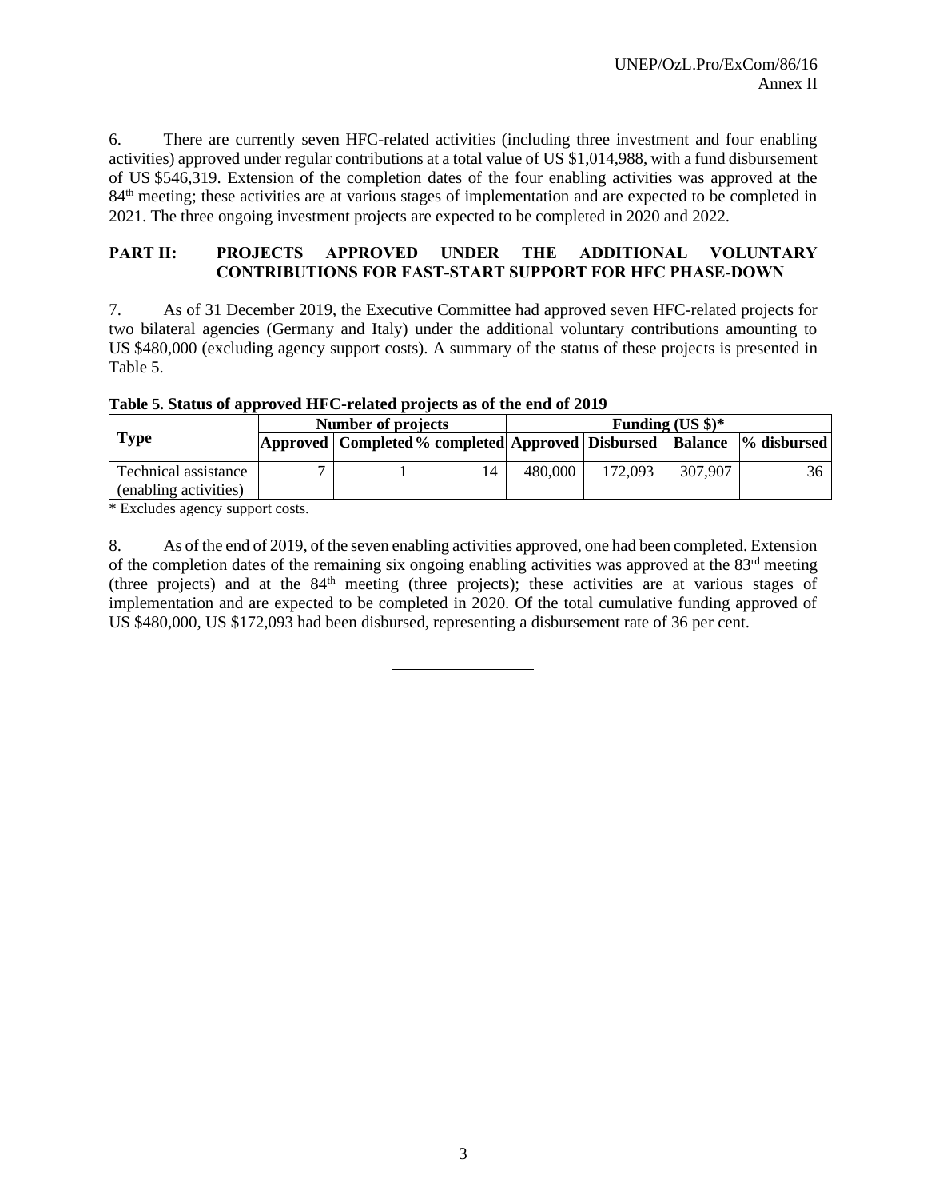6. There are currently seven HFC-related activities (including three investment and four enabling activities) approved under regular contributions at a total value of US $1,014,988, with a fund disbursement of US $546,319. Extension of the completion dates of the four enabling activities was approved at the 84th meeting; these activities are at various stages of implementation and are expected to be completed in 2021. The three ongoing investment projects are expected to be completed in 2020 and 2022.

## PART II: PROJECTS APPROVED UNDER THE ADDITIONAL VOLUNTARY CONTRIBUTIONS FOR FAST-START SUPPORT FOR HFC PHASE-DOWN

7. As of 31 December 2019, the Executive Committee had approved seven HFC-related projects for two bilateral agencies (Germany and Italy) under the additional voluntary contributions amounting to US $480,000 (excluding agency support costs). A summary of the status of these projects is presented in Table 5.

**Table 5. Status of approved HFC-related projects as of the end of 2019**

| Type | Number of projects | | | Funding (US $)* | | | |
|---|---|---|---|---|---|---|---|
| | Approved | Completed | % completed | Approved | Disbursed | Balance | % disbursed |
| Technical assistance (enabling activities) | 7 | 1 | 14 | 480,000 | 172,093 | 307,907 | 36 |

\* Excludes agency support costs.

8. As of the end of 2019, of the seven enabling activities approved, one had been completed. Extension of the completion dates of the remaining six ongoing enabling activities was approved at the 83rd meeting (three projects) and at the 84th meeting (three projects); these activities are at various stages of implementation and are expected to be completed in 2020. Of the total cumulative funding approved of US $480,000, US $172,093 had been disbursed, representing a disbursement rate of 36 per cent.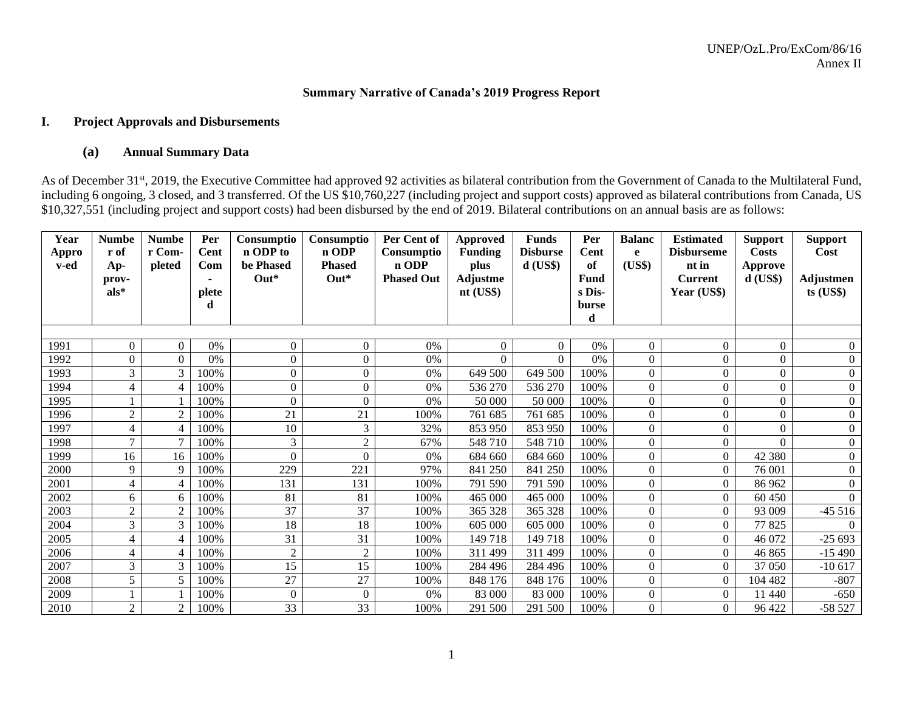**Summary Narrative of Canada's 2019 Progress Report**

## I. Project Approvals and Disbursements

### (a) Annual Summary Data

As of December 31st, 2019, the Executive Committee had approved 92 activities as bilateral contribution from the Government of Canada to the Multilateral Fund, including 6 ongoing, 3 closed, and 3 transferred. Of the US $10,760,227 (including project and support costs) approved as bilateral contributions from Canada, US $10,327,551 (including project and support costs) had been disbursed by the end of 2019. Bilateral contributions on an annual basis are as follows:

| Year Approv-ed | Number of Ap-prov-als* | Number Com-pleted | Per Cent Com-pleted | Consumption ODP to be Phased Out* | Consumption ODP Phased Out* | Per Cent of Consumption ODP Phased Out | Approved Funding plus Adjustment (US$) | Funds Disbursed (US$) | Per Cent of Funds Dis-bursed | Balance (US$) | Estimated Disbursement in Current Year (US$) | Support Costs Approved (US$) | Support Cost Adjustments (US$) |
|---|---|---|---|---|---|---|---|---|---|---|---|---|---|
| 1991 | 0 | 0 | 0% | 0 | 0 | 0% | 0 | 0 | 0% | 0 | 0 | 0 | 0 |
| 1992 | 0 | 0 | 0% | 0 | 0 | 0% | 0 | 0 | 0% | 0 | 0 | 0 | 0 |
| 1993 | 3 | 3 | 100% | 0 | 0 | 0% | 649 500 | 649 500 | 100% | 0 | 0 | 0 | 0 |
| 1994 | 4 | 4 | 100% | 0 | 0 | 0% | 536 270 | 536 270 | 100% | 0 | 0 | 0 | 0 |
| 1995 | 1 | 1 | 100% | 0 | 0 | 0% | 50 000 | 50 000 | 100% | 0 | 0 | 0 | 0 |
| 1996 | 2 | 2 | 100% | 21 | 21 | 100% | 761 685 | 761 685 | 100% | 0 | 0 | 0 | 0 |
| 1997 | 4 | 4 | 100% | 10 | 3 | 32% | 853 950 | 853 950 | 100% | 0 | 0 | 0 | 0 |
| 1998 | 7 | 7 | 100% | 3 | 2 | 67% | 548 710 | 548 710 | 100% | 0 | 0 | 0 | 0 |
| 1999 | 16 | 16 | 100% | 0 | 0 | 0% | 684 660 | 684 660 | 100% | 0 | 0 | 42 380 | 0 |
| 2000 | 9 | 9 | 100% | 229 | 221 | 97% | 841 250 | 841 250 | 100% | 0 | 0 | 76 001 | 0 |
| 2001 | 4 | 4 | 100% | 131 | 131 | 100% | 791 590 | 791 590 | 100% | 0 | 0 | 86 962 | 0 |
| 2002 | 6 | 6 | 100% | 81 | 81 | 100% | 465 000 | 465 000 | 100% | 0 | 0 | 60 450 | 0 |
| 2003 | 2 | 2 | 100% | 37 | 37 | 100% | 365 328 | 365 328 | 100% | 0 | 0 | 93 009 | -45 516 |
| 2004 | 3 | 3 | 100% | 18 | 18 | 100% | 605 000 | 605 000 | 100% | 0 | 0 | 77 825 | 0 |
| 2005 | 4 | 4 | 100% | 31 | 31 | 100% | 149 718 | 149 718 | 100% | 0 | 0 | 46 072 | -25 693 |
| 2006 | 4 | 4 | 100% | 2 | 2 | 100% | 311 499 | 311 499 | 100% | 0 | 0 | 46 865 | -15 490 |
| 2007 | 3 | 3 | 100% | 15 | 15 | 100% | 284 496 | 284 496 | 100% | 0 | 0 | 37 050 | -10 617 |
| 2008 | 5 | 5 | 100% | 27 | 27 | 100% | 848 176 | 848 176 | 100% | 0 | 0 | 104 482 | -807 |
| 2009 | 1 | 1 | 100% | 0 | 0 | 0% | 83 000 | 83 000 | 100% | 0 | 0 | 11 440 | -650 |
| 2010 | 2 | 2 | 100% | 33 | 33 | 100% | 291 500 | 291 500 | 100% | 0 | 0 | 96 422 | -58 527 |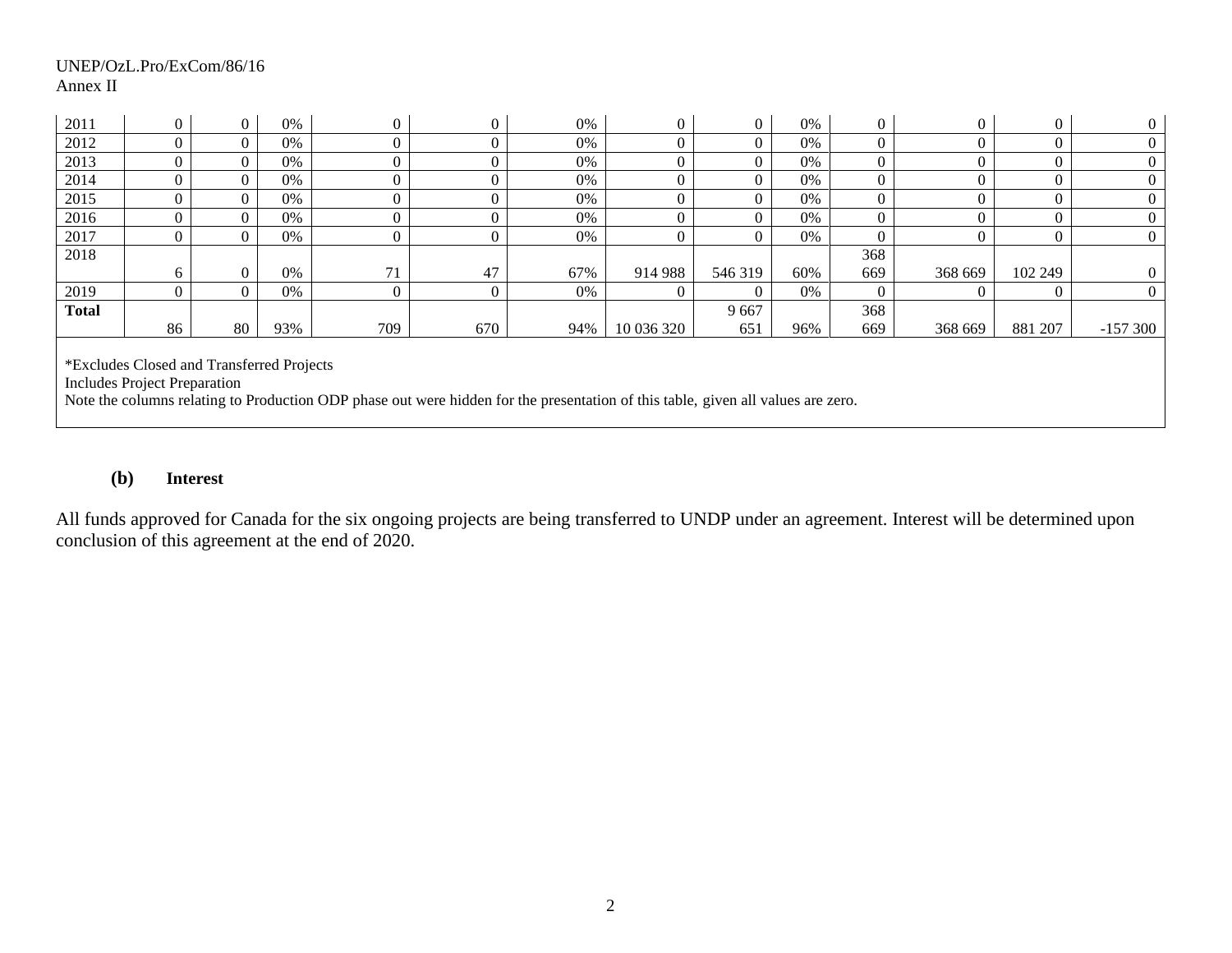| 2011 | 0 | 0 | 0% | 0 | 0 | 0% | 0 | 0 | 0% | 0 | 0 | 0 | 0 |
|---|---|---|---|---|---|---|---|---|---|---|---|---|---|
| 2012 | 0 | 0 | 0% | 0 | 0 | 0% | 0 | 0 | 0% | 0 | 0 | 0 | 0 |
| 2013 | 0 | 0 | 0% | 0 | 0 | 0% | 0 | 0 | 0% | 0 | 0 | 0 | 0 |
| 2014 | 0 | 0 | 0% | 0 | 0 | 0% | 0 | 0 | 0% | 0 | 0 | 0 | 0 |
| 2015 | 0 | 0 | 0% | 0 | 0 | 0% | 0 | 0 | 0% | 0 | 0 | 0 | 0 |
| 2016 | 0 | 0 | 0% | 0 | 0 | 0% | 0 | 0 | 0% | 0 | 0 | 0 | 0 |
| 2017 | 0 | 0 | 0% | 0 | 0 | 0% | 0 | 0 | 0% | 0 | 0 | 0 | 0 |
| 2018 | 6 | 0 | 0% | 71 | 47 | 67% | 914 988 | 546 319 | 60% | 368 669 | 368 669 | 102 249 | 0 |
| 2019 | 0 | 0 | 0% | 0 | 0 | 0% | 0 | 0 | 0% | 0 | 0 | 0 | 0 |
| **Total** | 86 | 80 | 93% | 709 | 670 | 94% | 10 036 320 | 9 667 651 | 96% | 368 669 | 368 669 | 881 207 | -157 300 |

*Excludes Closed and Transferred Projects
Includes Project Preparation
Note the columns relating to Production ODP phase out were hidden for the presentation of this table, given all values are zero.

**(b) Interest**

All funds approved for Canada for the six ongoing projects are being transferred to UNDP under an agreement. Interest will be determined upon conclusion of this agreement at the end of 2020.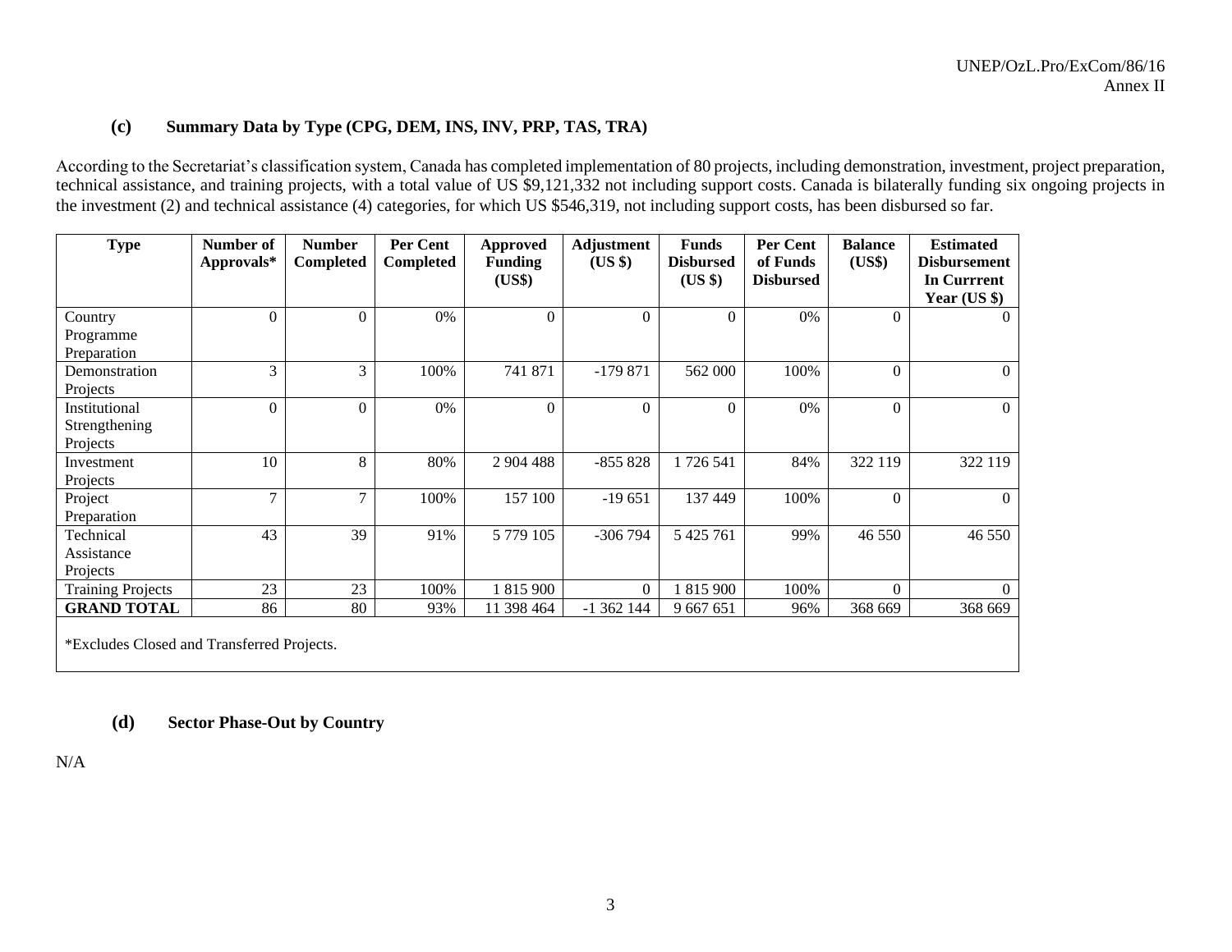### (c) Summary Data by Type (CPG, DEM, INS, INV, PRP, TAS, TRA)

According to the Secretariat's classification system, Canada has completed implementation of 80 projects, including demonstration, investment, project preparation, technical assistance, and training projects, with a total value of US $9,121,332 not including support costs. Canada is bilaterally funding six ongoing projects in the investment (2) and technical assistance (4) categories, for which US $546,319, not including support costs, has been disbursed so far.

| Type | Number of Approvals* | Number Completed | Per Cent Completed | Approved Funding (US$) | Adjustment (US $) | Funds Disbursed (US $) | Per Cent of Funds Disbursed | Balance (US$) | Estimated Disbursement In Currrent Year (US $) |
|---|---|---|---|---|---|---|---|---|---|
| Country Programme Preparation | 0 | 0 | 0% | 0 | 0 | 0 | 0% | 0 | 0 |
| Demonstration Projects | 3 | 3 | 100% | 741 871 | -179 871 | 562 000 | 100% | 0 | 0 |
| Institutional Strengthening Projects | 0 | 0 | 0% | 0 | 0 | 0 | 0% | 0 | 0 |
| Investment Projects | 10 | 8 | 80% | 2 904 488 | -855 828 | 1 726 541 | 84% | 322 119 | 322 119 |
| Project Preparation | 7 | 7 | 100% | 157 100 | -19 651 | 137 449 | 100% | 0 | 0 |
| Technical Assistance Projects | 43 | 39 | 91% | 5 779 105 | -306 794 | 5 425 761 | 99% | 46 550 | 46 550 |
| Training Projects | 23 | 23 | 100% | 1 815 900 | 0 | 1 815 900 | 100% | 0 | 0 |
| **GRAND TOTAL** | 86 | 80 | 93% | 11 398 464 | -1 362 144 | 9 667 651 | 96% | 368 669 | 368 669 |

*Excludes Closed and Transferred Projects.

### (d) Sector Phase-Out by Country

N/A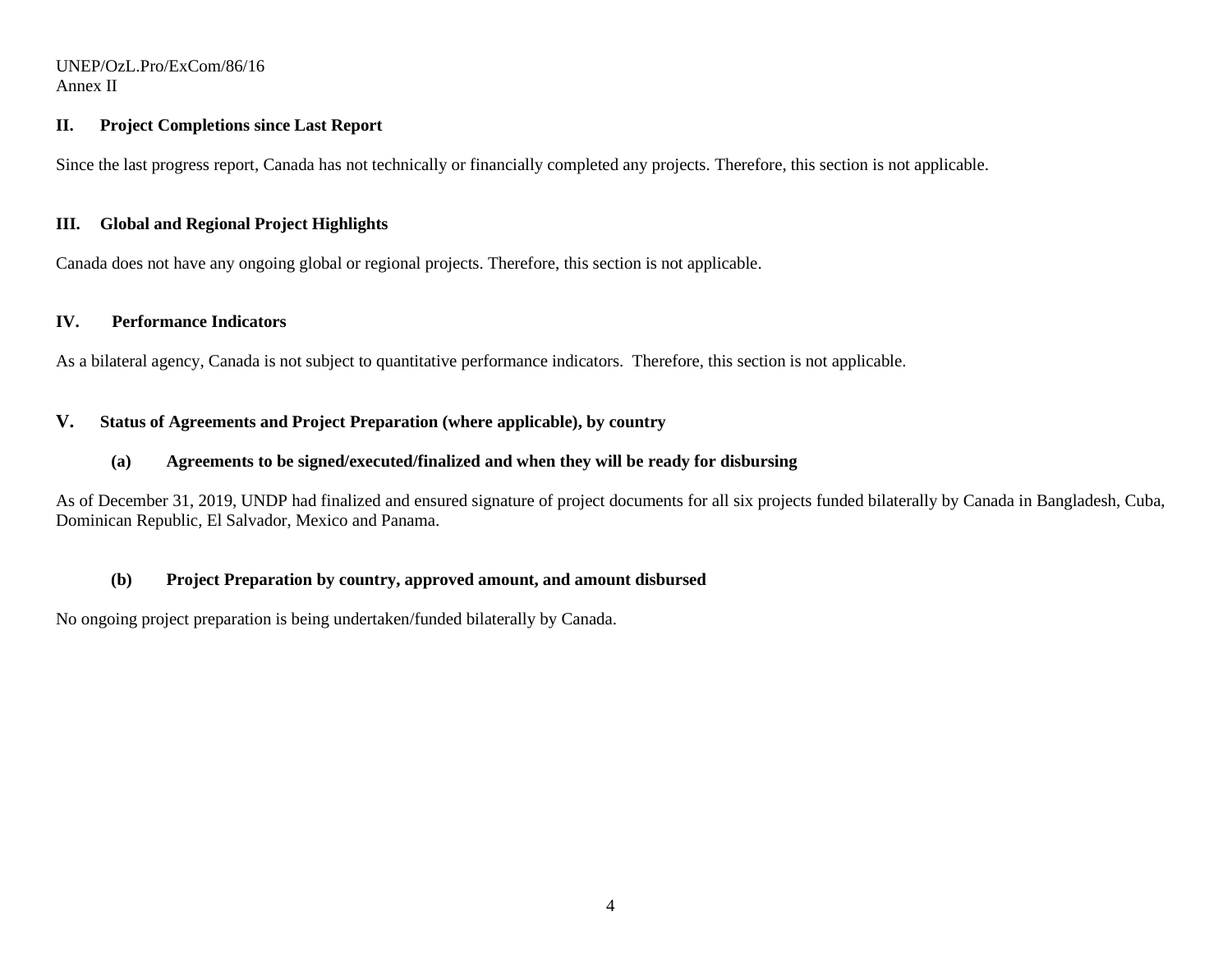## II. Project Completions since Last Report

Since the last progress report, Canada has not technically or financially completed any projects. Therefore, this section is not applicable.

## III. Global and Regional Project Highlights

Canada does not have any ongoing global or regional projects. Therefore, this section is not applicable.

## IV. Performance Indicators

As a bilateral agency, Canada is not subject to quantitative performance indicators. Therefore, this section is not applicable.

## V. Status of Agreements and Project Preparation (where applicable), by country

### (a) Agreements to be signed/executed/finalized and when they will be ready for disbursing

As of December 31, 2019, UNDP had finalized and ensured signature of project documents for all six projects funded bilaterally by Canada in Bangladesh, Cuba, Dominican Republic, El Salvador, Mexico and Panama.

### (b) Project Preparation by country, approved amount, and amount disbursed

No ongoing project preparation is being undertaken/funded bilaterally by Canada.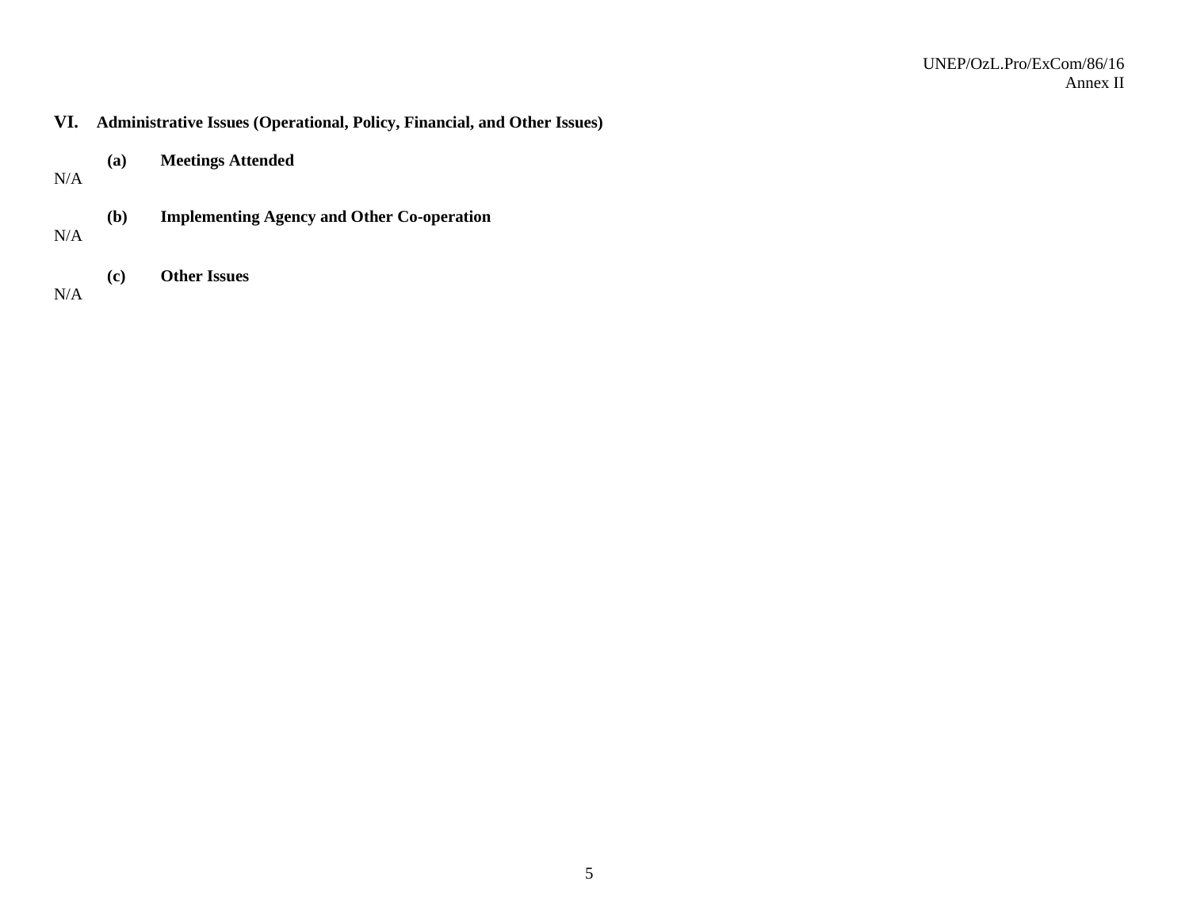## VI. Administrative Issues (Operational, Policy, Financial, and Other Issues)

### (a) Meetings Attended

N/A

### (b) Implementing Agency and Other Co-operation

N/A

### (c) Other Issues

N/A